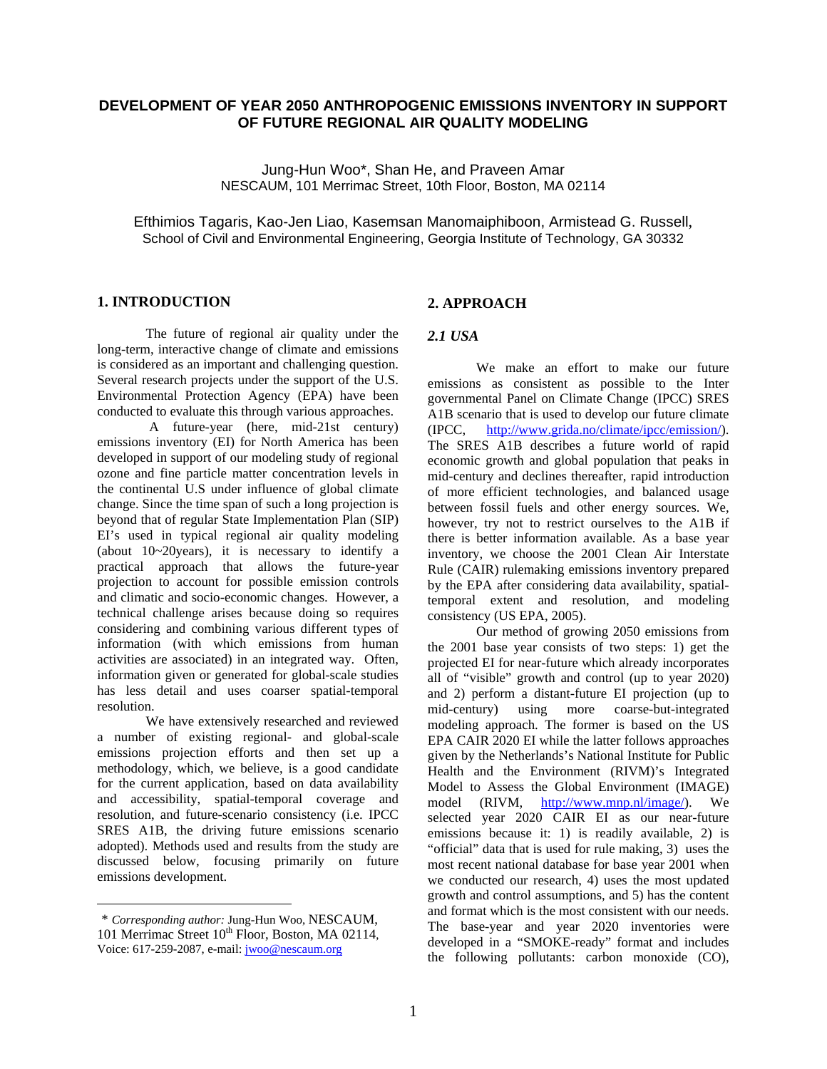# DEVELOPMENT OF YEAR 2050 ANTHROPOGENIC EMISSIONS INVENTORY IN SUPPORT OF FUTURE REGIONAL AIR QUALITY MODELING

Jung-Hun Woo*, Shan He, and Praveen Amar
NESCAUM, 101 Merrimac Street, 10th Floor, Boston, MA 02114

Efthimios Tagaris, Kao-Jen Liao, Kasemsan Manomaiphiboon, Armistead G. Russell,
School of Civil and Environmental Engineering, Georgia Institute of Technology, GA 30332

## 1. INTRODUCTION

The future of regional air quality under the long-term, interactive change of climate and emissions is considered as an important and challenging question. Several research projects under the support of the U.S. Environmental Protection Agency (EPA) have been conducted to evaluate this through various approaches.

A future-year (here, mid-21st century) emissions inventory (EI) for North America has been developed in support of our modeling study of regional ozone and fine particle matter concentration levels in the continental U.S under influence of global climate change. Since the time span of such a long projection is beyond that of regular State Implementation Plan (SIP) EI's used in typical regional air quality modeling (about 10~20years), it is necessary to identify a practical approach that allows the future-year projection to account for possible emission controls and climatic and socio-economic changes. However, a technical challenge arises because doing so requires considering and combining various different types of information (with which emissions from human activities are associated) in an integrated way. Often, information given or generated for global-scale studies has less detail and uses coarser spatial-temporal resolution.

We have extensively researched and reviewed a number of existing regional- and global-scale emissions projection efforts and then set up a methodology, which, we believe, is a good candidate for the current application, based on data availability and accessibility, spatial-temporal coverage and resolution, and future-scenario consistency (i.e. IPCC SRES A1B, the driving future emissions scenario adopted). Methods used and results from the study are discussed below, focusing primarily on future emissions development.

## 2. APPROACH

### *2.1 USA*

We make an effort to make our future emissions as consistent as possible to the Inter governmental Panel on Climate Change (IPCC) SRES A1B scenario that is used to develop our future climate (IPCC, http://www.grida.no/climate/ipcc/emission/). The SRES A1B describes a future world of rapid economic growth and global population that peaks in mid-century and declines thereafter, rapid introduction of more efficient technologies, and balanced usage between fossil fuels and other energy sources. We, however, try not to restrict ourselves to the A1B if there is better information available. As a base year inventory, we choose the 2001 Clean Air Interstate Rule (CAIR) rulemaking emissions inventory prepared by the EPA after considering data availability, spatial-temporal extent and resolution, and modeling consistency (US EPA, 2005).

Our method of growing 2050 emissions from the 2001 base year consists of two steps: 1) get the projected EI for near-future which already incorporates all of "visible" growth and control (up to year 2020) and 2) perform a distant-future EI projection (up to mid-century) using more coarse-but-integrated modeling approach. The former is based on the US EPA CAIR 2020 EI while the latter follows approaches given by the Netherlands's National Institute for Public Health and the Environment (RIVM)'s Integrated Model to Assess the Global Environment (IMAGE) model (RIVM, http://www.mnp.nl/image/). We selected year 2020 CAIR EI as our near-future emissions because it: 1) is readily available, 2) is "official" data that is used for rule making, 3) uses the most recent national database for base year 2001 when we conducted our research, 4) uses the most updated growth and control assumptions, and 5) has the content and format which is the most consistent with our needs. The base-year and year 2020 inventories were developed in a "SMOKE-ready" format and includes the following pollutants: carbon monoxide (CO),

---

\* *Corresponding author:* Jung-Hun Woo, NESCAUM, 101 Merrimac Street 10th Floor, Boston, MA 02114, Voice: 617-259-2087, e-mail: jwoo@nescaum.org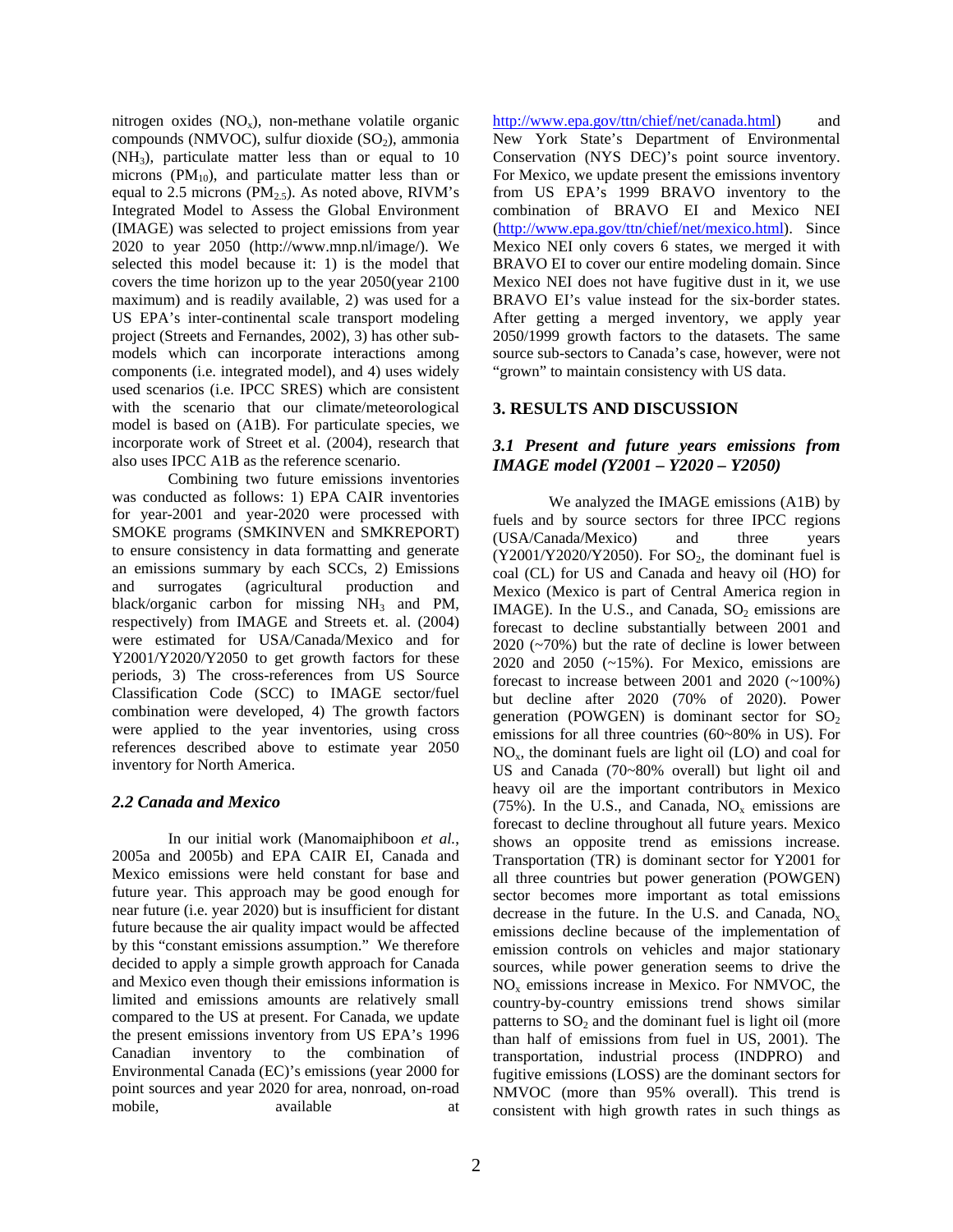nitrogen oxides ($NO_x$), non-methane volatile organic compounds (NMVOC), sulfur dioxide ($SO_2$), ammonia ($NH_3$), particulate matter less than or equal to 10 microns ($PM_{10}$), and particulate matter less than or equal to 2.5 microns ($PM_{2.5}$). As noted above, RIVM's Integrated Model to Assess the Global Environment (IMAGE) was selected to project emissions from year 2020 to year 2050 (http://www.mnp.nl/image/). We selected this model because it: 1) is the model that covers the time horizon up to the year 2050(year 2100 maximum) and is readily available, 2) was used for a US EPA's inter-continental scale transport modeling project (Streets and Fernandes, 2002), 3) has other sub-models which can incorporate interactions among components (i.e. integrated model), and 4) uses widely used scenarios (i.e. IPCC SRES) which are consistent with the scenario that our climate/meteorological model is based on (A1B). For particulate species, we incorporate work of Street et al. (2004), research that also uses IPCC A1B as the reference scenario.

Combining two future emissions inventories was conducted as follows: 1) EPA CAIR inventories for year-2001 and year-2020 were processed with SMOKE programs (SMKINVEN and SMKREPORT) to ensure consistency in data formatting and generate an emissions summary by each SCCs, 2) Emissions and surrogates (agricultural production and black/organic carbon for missing $NH_3$ and PM, respectively) from IMAGE and Streets et. al. (2004) were estimated for USA/Canada/Mexico and for Y2001/Y2020/Y2050 to get growth factors for these periods, 3) The cross-references from US Source Classification Code (SCC) to IMAGE sector/fuel combination were developed, 4) The growth factors were applied to the year inventories, using cross references described above to estimate year 2050 inventory for North America.

## 2.2 Canada and Mexico

In our initial work (Manomaiphiboon *et al.*, 2005a and 2005b) and EPA CAIR EI, Canada and Mexico emissions were held constant for base and future year. This approach may be good enough for near future (i.e. year 2020) but is insufficient for distant future because the air quality impact would be affected by this "constant emissions assumption." We therefore decided to apply a simple growth approach for Canada and Mexico even though their emissions information is limited and emissions amounts are relatively small compared to the US at present. For Canada, we update the present emissions inventory from US EPA's 1996 Canadian inventory to the combination of Environmental Canada (EC)'s emissions (year 2000 for point sources and year 2020 for area, nonroad, on-road mobile, available at http://www.epa.gov/ttn/chief/net/canada.html) and New York State's Department of Environmental Conservation (NYS DEC)'s point source inventory. For Mexico, we update present the emissions inventory from US EPA's 1999 BRAVO inventory to the combination of BRAVO EI and Mexico NEI (http://www.epa.gov/ttn/chief/net/mexico.html). Since Mexico NEI only covers 6 states, we merged it with BRAVO EI to cover our entire modeling domain. Since Mexico NEI does not have fugitive dust in it, we use BRAVO EI's value instead for the six-border states. After getting a merged inventory, we apply year 2050/1999 growth factors to the datasets. The same source sub-sectors to Canada's case, however, were not "grown" to maintain consistency with US data.

# 3. RESULTS AND DISCUSSION

## 3.1 Present and future years emissions from IMAGE model (Y2001 – Y2020 – Y2050)

We analyzed the IMAGE emissions (A1B) by fuels and by source sectors for three IPCC regions (USA/Canada/Mexico) and three years (Y2001/Y2020/Y2050). For $SO_2$, the dominant fuel is coal (CL) for US and Canada and heavy oil (HO) for Mexico (Mexico is part of Central America region in IMAGE). In the U.S., and Canada, $SO_2$ emissions are forecast to decline substantially between 2001 and 2020 (~70%) but the rate of decline is lower between 2020 and 2050 (~15%). For Mexico, emissions are forecast to increase between 2001 and 2020 (~100%) but decline after 2020 (70% of 2020). Power generation (POWGEN) is dominant sector for $SO_2$ emissions for all three countries (60~80% in US). For $NO_x$, the dominant fuels are light oil (LO) and coal for US and Canada (70~80% overall) but light oil and heavy oil are the important contributors in Mexico (75%). In the U.S., and Canada, $NO_x$ emissions are forecast to decline throughout all future years. Mexico shows an opposite trend as emissions increase. Transportation (TR) is dominant sector for Y2001 for all three countries but power generation (POWGEN) sector becomes more important as total emissions decrease in the future. In the U.S. and Canada, $NO_x$ emissions decline because of the implementation of emission controls on vehicles and major stationary sources, while power generation seems to drive the $NO_x$ emissions increase in Mexico. For NMVOC, the country-by-country emissions trend shows similar patterns to $SO_2$ and the dominant fuel is light oil (more than half of emissions from fuel in US, 2001). The transportation, industrial process (INDPRO) and fugitive emissions (LOSS) are the dominant sectors for NMVOC (more than 95% overall). This trend is consistent with high growth rates in such things as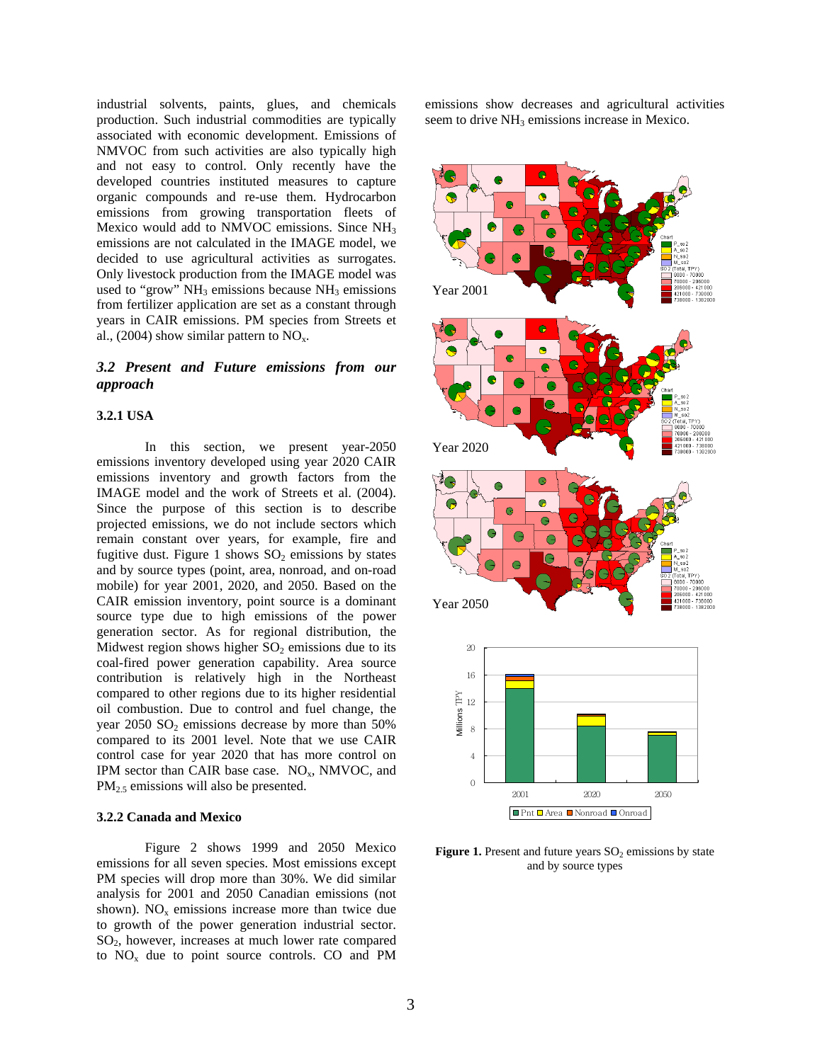industrial solvents, paints, glues, and chemicals production. Such industrial commodities are typically associated with economic development. Emissions of NMVOC from such activities are also typically high and not easy to control. Only recently have the developed countries instituted measures to capture organic compounds and re-use them. Hydrocarbon emissions from growing transportation fleets of Mexico would add to NMVOC emissions. Since $NH_3$ emissions are not calculated in the IMAGE model, we decided to use agricultural activities as surrogates. Only livestock production from the IMAGE model was used to "grow" $NH_3$ emissions because $NH_3$ emissions from fertilizer application are set as a constant through years in CAIR emissions. PM species from Streets et al., (2004) show similar pattern to $NO_x$.

### *3.2 Present and Future emissions from our approach*

#### 3.2.1 USA

In this section, we present year-2050 emissions inventory developed using year 2020 CAIR emissions inventory and growth factors from the IMAGE model and the work of Streets et al. (2004). Since the purpose of this section is to describe projected emissions, we do not include sectors which remain constant over years, for example, fire and fugitive dust. Figure 1 shows $SO_2$ emissions by states and by source types (point, area, nonroad, and on-road mobile) for year 2001, 2020, and 2050. Based on the CAIR emission inventory, point source is a dominant source type due to high emissions of the power generation sector. As for regional distribution, the Midwest region shows higher $SO_2$ emissions due to its coal-fired power generation capability. Area source contribution is relatively high in the Northeast compared to other regions due to its higher residential oil combustion. Due to control and fuel change, the year 2050 $SO_2$ emissions decrease by more than 50% compared to its 2001 level. Note that we use CAIR control case for year 2020 that has more control on IPM sector than CAIR base case. $NO_x$, NMVOC, and $PM_{2.5}$ emissions will also be presented.

#### 3.2.2 Canada and Mexico

Figure 2 shows 1999 and 2050 Mexico emissions for all seven species. Most emissions except PM species will drop more than 30%. We did similar analysis for 2001 and 2050 Canadian emissions (not shown). $NO_x$ emissions increase more than twice due to growth of the power generation industrial sector. $SO_2$, however, increases at much lower rate compared to $NO_x$ due to point source controls. CO and PM emissions show decreases and agricultural activities seem to drive $NH_3$ emissions increase in Mexico.

**Figure 1.** Present and future years $SO_2$ emissions by state and by source types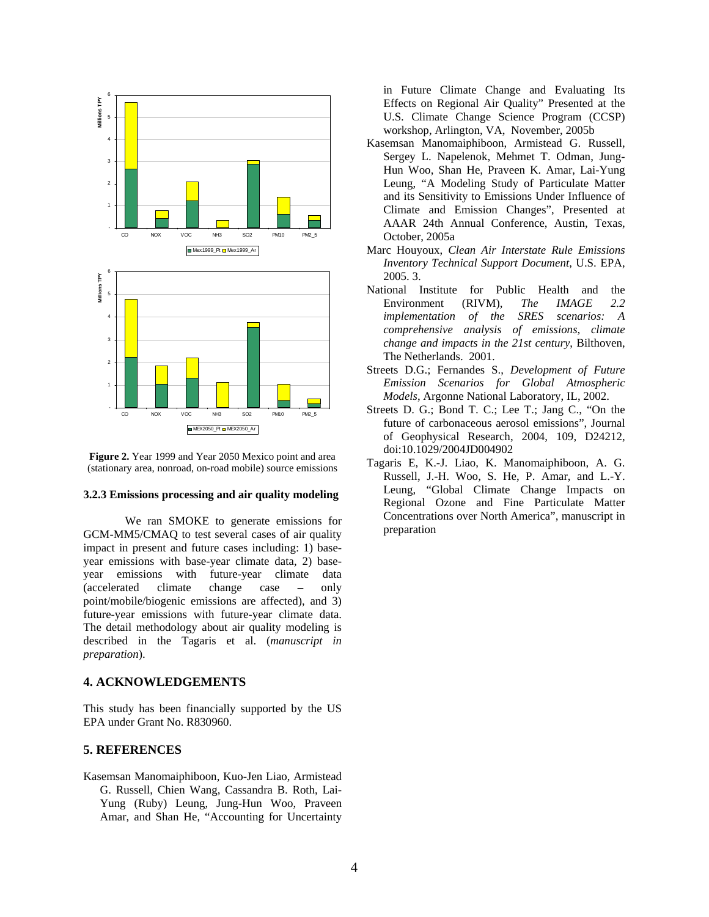Millions TPY

6
5
4
3
2
1
-

CO NOX VOC NH3 SO2 PM10 PM2_5

Mex1999_Pt Mex1999_Ar

Millions TPY

6
5
4
3
2
1
-

CO NOX VOC NH3 SO2 PM10 PM2_5

MEX2050_Pt MEX2050_Ar

**Figure 2.** Year 1999 and Year 2050 Mexico point and area (stationary area, nonroad, on-road mobile) source emissions

### 3.2.3 Emissions processing and air quality modeling

We ran SMOKE to generate emissions for GCM-MM5/CMAQ to test several cases of air quality impact in present and future cases including: 1) base-year emissions with base-year climate data, 2) base-year emissions with future-year climate data (accelerated climate change case – only point/mobile/biogenic emissions are affected), and 3) future-year emissions with future-year climate data. The detail methodology about air quality modeling is described in the Tagaris et al. (*manuscript in preparation*).

## 4. ACKNOWLEDGEMENTS

This study has been financially supported by the US EPA under Grant No. R830960.

## 5. REFERENCES

Kasemsan Manomaiphiboon, Kuo-Jen Liao, Armistead G. Russell, Chien Wang, Cassandra B. Roth, Lai-Yung (Ruby) Leung, Jung-Hun Woo, Praveen Amar, and Shan He, "Accounting for Uncertainty in Future Climate Change and Evaluating Its Effects on Regional Air Quality" Presented at the U.S. Climate Change Science Program (CCSP) workshop, Arlington, VA, November, 2005b

Kasemsan Manomaiphiboon, Armistead G. Russell, Sergey L. Napelenok, Mehmet T. Odman, Jung-Hun Woo, Shan He, Praveen K. Amar, Lai-Yung Leung, "A Modeling Study of Particulate Matter and its Sensitivity to Emissions Under Influence of Climate and Emission Changes", Presented at AAAR 24th Annual Conference, Austin, Texas, October, 2005a

Marc Houyoux, *Clean Air Interstate Rule Emissions Inventory Technical Support Document*, U.S. EPA, 2005. 3.

National Institute for Public Health and the Environment (RIVM), *The IMAGE 2.2 implementation of the SRES scenarios: A comprehensive analysis of emissions, climate change and impacts in the 21st century*, Bilthoven, The Netherlands. 2001.

Streets D.G.; Fernandes S., *Development of Future Emission Scenarios for Global Atmospheric Models*, Argonne National Laboratory, IL, 2002.

Streets D. G.; Bond T. C.; Lee T.; Jang C., "On the future of carbonaceous aerosol emissions", Journal of Geophysical Research, 2004, 109, D24212, doi:10.1029/2004JD004902

Tagaris E, K.-J. Liao, K. Manomaiphiboon, A. G. Russell, J.-H. Woo, S. He, P. Amar, and L.-Y. Leung, "Global Climate Change Impacts on Regional Ozone and Fine Particulate Matter Concentrations over North America", manuscript in preparation